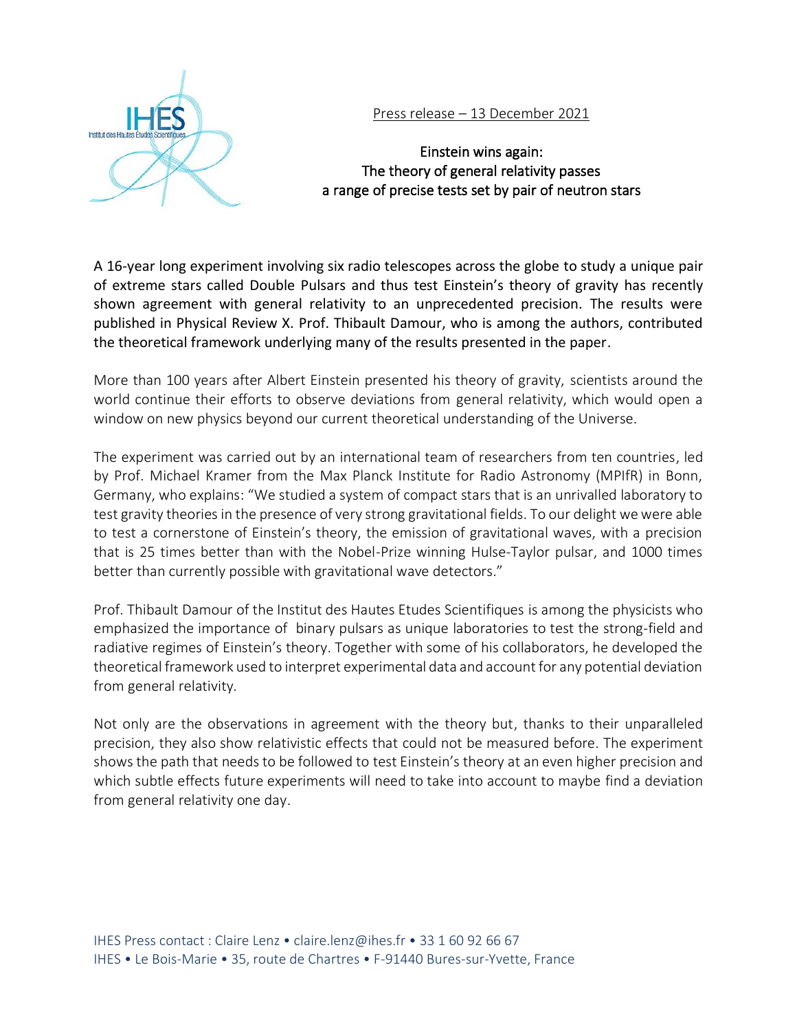Press release – 13 December 2021

# Einstein wins again: The theory of general relativity passes a range of precise tests set by pair of neutron stars

A 16-year long experiment involving six radio telescopes across the globe to study a unique pair of extreme stars called Double Pulsars and thus test Einstein's theory of gravity has recently shown agreement with general relativity to an unprecedented precision. The results were published in Physical Review X. Prof. Thibault Damour, who is among the authors, contributed the theoretical framework underlying many of the results presented in the paper.

More than 100 years after Albert Einstein presented his theory of gravity, scientists around the world continue their efforts to observe deviations from general relativity, which would open a window on new physics beyond our current theoretical understanding of the Universe.

The experiment was carried out by an international team of researchers from ten countries, led by Prof. Michael Kramer from the Max Planck Institute for Radio Astronomy (MPIfR) in Bonn, Germany, who explains: "We studied a system of compact stars that is an unrivalled laboratory to test gravity theories in the presence of very strong gravitational fields. To our delight we were able to test a cornerstone of Einstein's theory, the emission of gravitational waves, with a precision that is 25 times better than with the Nobel-Prize winning Hulse-Taylor pulsar, and 1000 times better than currently possible with gravitational wave detectors."

Prof. Thibault Damour of the Institut des Hautes Etudes Scientifiques is among the physicists who emphasized the importance of binary pulsars as unique laboratories to test the strong-field and radiative regimes of Einstein's theory. Together with some of his collaborators, he developed the theoretical framework used to interpret experimental data and account for any potential deviation from general relativity.

Not only are the observations in agreement with the theory but, thanks to their unparalleled precision, they also show relativistic effects that could not be measured before. The experiment shows the path that needs to be followed to test Einstein's theory at an even higher precision and which subtle effects future experiments will need to take into account to maybe find a deviation from general relativity one day.

IHES Press contact : Claire Lenz • claire.lenz@ihes.fr • 33 1 60 92 66 67
IHES • Le Bois-Marie • 35, route de Chartres • F-91440 Bures-sur-Yvette, France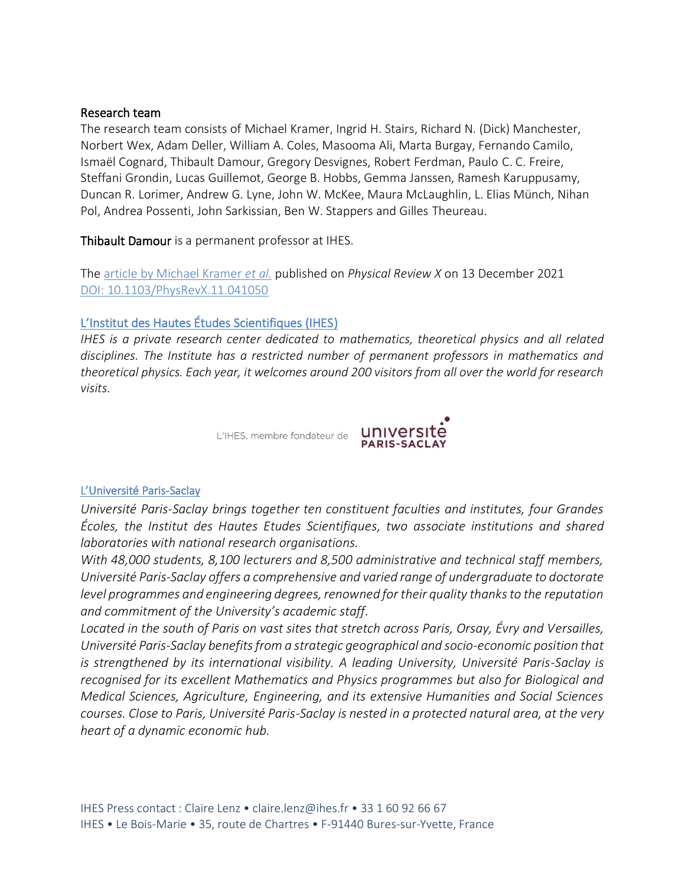**Research team**

The research team consists of Michael Kramer, Ingrid H. Stairs, Richard N. (Dick) Manchester, Norbert Wex, Adam Deller, William A. Coles, Masooma Ali, Marta Burgay, Fernando Camilo, Ismaël Cognard, Thibault Damour, Gregory Desvignes, Robert Ferdman, Paulo C. C. Freire, Steffani Grondin, Lucas Guillemot, George B. Hobbs, Gemma Janssen, Ramesh Karuppusamy, Duncan R. Lorimer, Andrew G. Lyne, John W. McKee, Maura McLaughlin, L. Elias Münch, Nihan Pol, Andrea Possenti, John Sarkissian, Ben W. Stappers and Gilles Theureau.

**Thibault Damour** is a permanent professor at IHES.

The article by Michael Kramer *et al.* published on *Physical Review X* on 13 December 2021
DOI: 10.1103/PhysRevX.11.041050

**L'Institut des Hautes Études Scientifiques (IHES)**

*IHES is a private research center dedicated to mathematics, theoretical physics and all related disciplines. The Institute has a restricted number of permanent professors in mathematics and theoretical physics. Each year, it welcomes around 200 visitors from all over the world for research visits.*

L'IHES, membre fondateur de université PARIS-SACLAY

**L'Université Paris-Saclay**

*Université Paris-Saclay brings together ten constituent faculties and institutes, four Grandes Écoles, the Institut des Hautes Etudes Scientifiques, two associate institutions and shared laboratories with national research organisations.*

*With 48,000 students, 8,100 lecturers and 8,500 administrative and technical staff members, Université Paris-Saclay offers a comprehensive and varied range of undergraduate to doctorate level programmes and engineering degrees, renowned for their quality thanks to the reputation and commitment of the University's academic staff.*

*Located in the south of Paris on vast sites that stretch across Paris, Orsay, Évry and Versailles, Université Paris-Saclay benefits from a strategic geographical and socio-economic position that is strengthened by its international visibility. A leading University, Université Paris-Saclay is recognised for its excellent Mathematics and Physics programmes but also for Biological and Medical Sciences, Agriculture, Engineering, and its extensive Humanities and Social Sciences courses. Close to Paris, Université Paris-Saclay is nested in a protected natural area, at the very heart of a dynamic economic hub.*

IHES Press contact : Claire Lenz • claire.lenz@ihes.fr • 33 1 60 92 66 67
IHES • Le Bois-Marie • 35, route de Chartres • F-91440 Bures-sur-Yvette, France